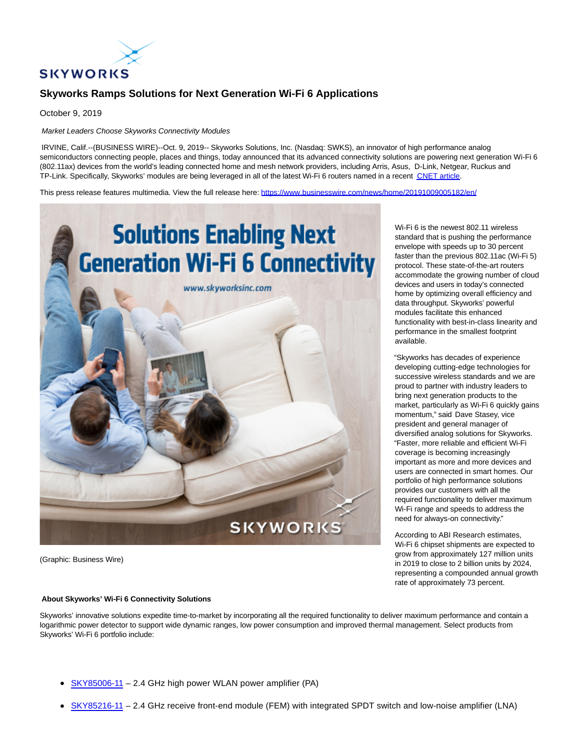# Skyworks Ramps Solutions for Next Generation Wi-Fi 6 Applications

October 9, 2019

*Market Leaders Choose Skyworks Connectivity Modules*

IRVINE, Calif.--(BUSINESS WIRE)--Oct. 9, 2019-- Skyworks Solutions, Inc. (Nasdaq: SWKS), an innovator of high performance analog semiconductors connecting people, places and things, today announced that its advanced connectivity solutions are powering next generation Wi-Fi 6 (802.11ax) devices from the world's leading connected home and mesh network providers, including Arris, Asus, D-Link, Netgear, Ruckus and TP-Link. Specifically, Skyworks' modules are being leveraged in all of the latest Wi-Fi 6 routers named in a recent [CNET article](#).

This press release features multimedia. View the full release here: https://www.businesswire.com/news/home/20191009005182/en/

(Graphic: Business Wire)

Wi-Fi 6 is the newest 802.11 wireless standard that is pushing the performance envelope with speeds up to 30 percent faster than the previous 802.11ac (Wi-Fi 5) protocol. These state-of-the-art routers accommodate the growing number of cloud devices and users in today's connected home by optimizing overall efficiency and data throughput. Skyworks' powerful modules facilitate this enhanced functionality with best-in-class linearity and performance in the smallest footprint available.

"Skyworks has decades of experience developing cutting-edge technologies for successive wireless standards and we are proud to partner with industry leaders to bring next generation products to the market, particularly as Wi-Fi 6 quickly gains momentum," said Dave Stasey, vice president and general manager of diversified analog solutions for Skyworks. "Faster, more reliable and efficient Wi-Fi coverage is becoming increasingly important as more and more devices and users are connected in smart homes. Our portfolio of high performance solutions provides our customers with all the required functionality to deliver maximum Wi-Fi range and speeds to address the need for always-on connectivity."

According to ABI Research estimates, Wi-Fi 6 chipset shipments are expected to grow from approximately 127 million units in 2019 to close to 2 billion units by 2024, representing a compounded annual growth rate of approximately 73 percent.

**About Skyworks' Wi-Fi 6 Connectivity Solutions**

Skyworks' innovative solutions expedite time-to-market by incorporating all the required functionality to deliver maximum performance and contain a logarithmic power detector to support wide dynamic ranges, low power consumption and improved thermal management. Select products from Skyworks' Wi-Fi 6 portfolio include:

- SKY85006-11 – 2.4 GHz high power WLAN power amplifier (PA)
- SKY85216-11 – 2.4 GHz receive front-end module (FEM) with integrated SPDT switch and low-noise amplifier (LNA)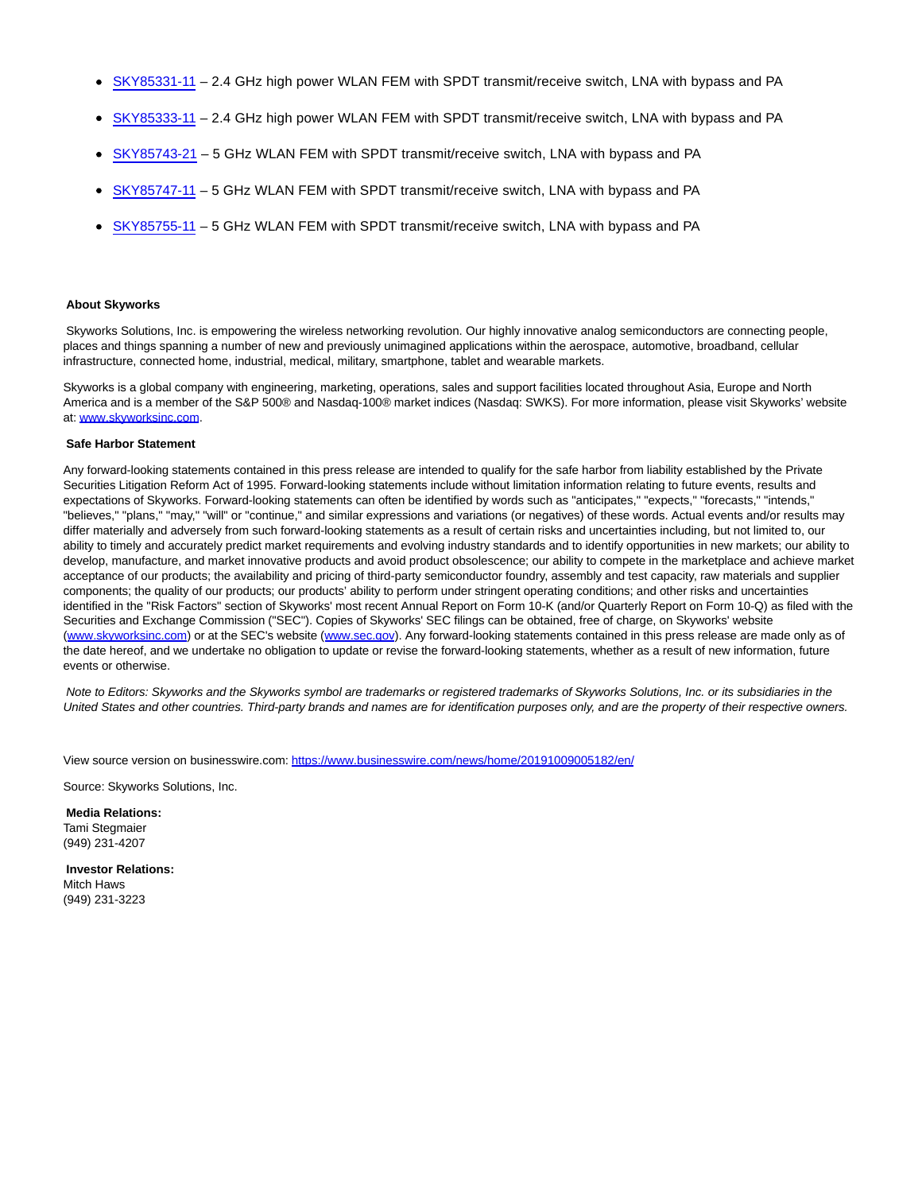- SKY85331-11 – 2.4 GHz high power WLAN FEM with SPDT transmit/receive switch, LNA with bypass and PA
- SKY85333-11 – 2.4 GHz high power WLAN FEM with SPDT transmit/receive switch, LNA with bypass and PA
- SKY85743-21 – 5 GHz WLAN FEM with SPDT transmit/receive switch, LNA with bypass and PA
- SKY85747-11 – 5 GHz WLAN FEM with SPDT transmit/receive switch, LNA with bypass and PA
- SKY85755-11 – 5 GHz WLAN FEM with SPDT transmit/receive switch, LNA with bypass and PA

**About Skyworks**

Skyworks Solutions, Inc. is empowering the wireless networking revolution. Our highly innovative analog semiconductors are connecting people, places and things spanning a number of new and previously unimagined applications within the aerospace, automotive, broadband, cellular infrastructure, connected home, industrial, medical, military, smartphone, tablet and wearable markets.

Skyworks is a global company with engineering, marketing, operations, sales and support facilities located throughout Asia, Europe and North America and is a member of the S&P 500® and Nasdaq-100® market indices (Nasdaq: SWKS). For more information, please visit Skyworks' website at: www.skyworksinc.com.

**Safe Harbor Statement**

Any forward-looking statements contained in this press release are intended to qualify for the safe harbor from liability established by the Private Securities Litigation Reform Act of 1995. Forward-looking statements include without limitation information relating to future events, results and expectations of Skyworks. Forward-looking statements can often be identified by words such as "anticipates," "expects," "forecasts," "intends," "believes," "plans," "may," "will" or "continue," and similar expressions and variations (or negatives) of these words. Actual events and/or results may differ materially and adversely from such forward-looking statements as a result of certain risks and uncertainties including, but not limited to, our ability to timely and accurately predict market requirements and evolving industry standards and to identify opportunities in new markets; our ability to develop, manufacture, and market innovative products and avoid product obsolescence; our ability to compete in the marketplace and achieve market acceptance of our products; the availability and pricing of third-party semiconductor foundry, assembly and test capacity, raw materials and supplier components; the quality of our products; our products' ability to perform under stringent operating conditions; and other risks and uncertainties identified in the "Risk Factors" section of Skyworks' most recent Annual Report on Form 10-K (and/or Quarterly Report on Form 10-Q) as filed with the Securities and Exchange Commission ("SEC"). Copies of Skyworks' SEC filings can be obtained, free of charge, on Skyworks' website (www.skyworksinc.com) or at the SEC's website (www.sec.gov). Any forward-looking statements contained in this press release are made only as of the date hereof, and we undertake no obligation to update or revise the forward-looking statements, whether as a result of new information, future events or otherwise.

*Note to Editors: Skyworks and the Skyworks symbol are trademarks or registered trademarks of Skyworks Solutions, Inc. or its subsidiaries in the United States and other countries. Third-party brands and names are for identification purposes only, and are the property of their respective owners.*

View source version on businesswire.com: https://www.businesswire.com/news/home/20191009005182/en/

Source: Skyworks Solutions, Inc.

**Media Relations:**
Tami Stegmaier
(949) 231-4207

**Investor Relations:**
Mitch Haws
(949) 231-3223